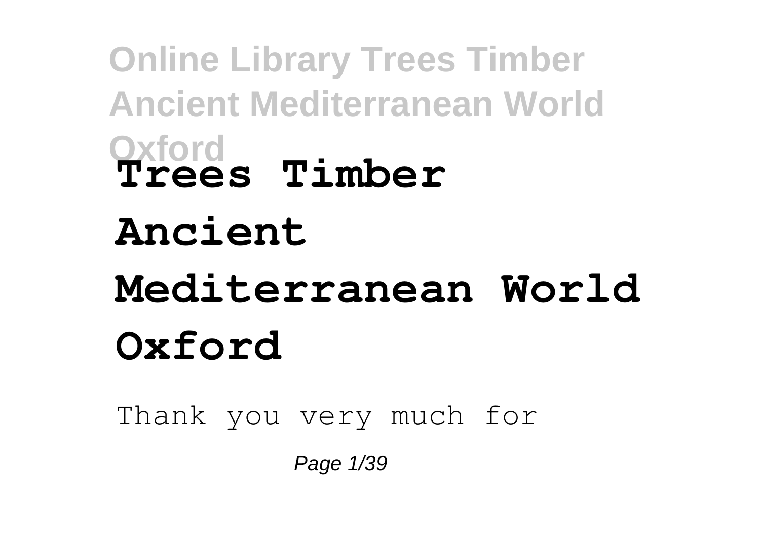# Trees Timber Ancient Mediterranean World Oxford

Thank you very much for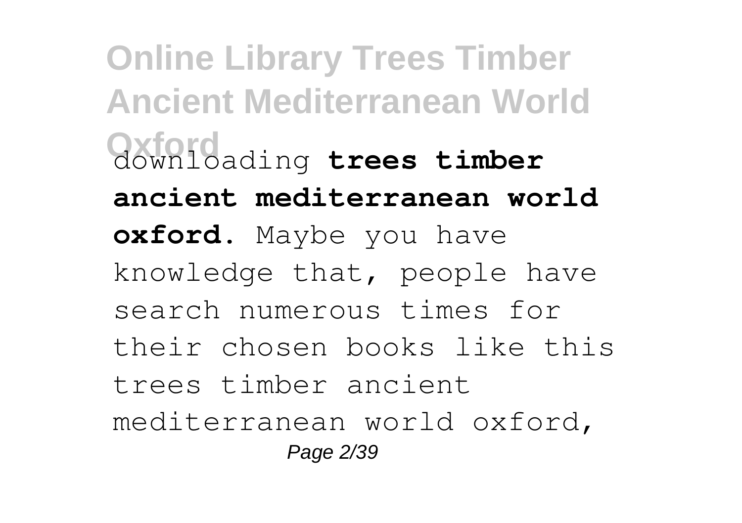downloading **trees timber ancient mediterranean world oxford**. Maybe you have knowledge that, people have search numerous times for their chosen books like this trees timber ancient mediterranean world oxford,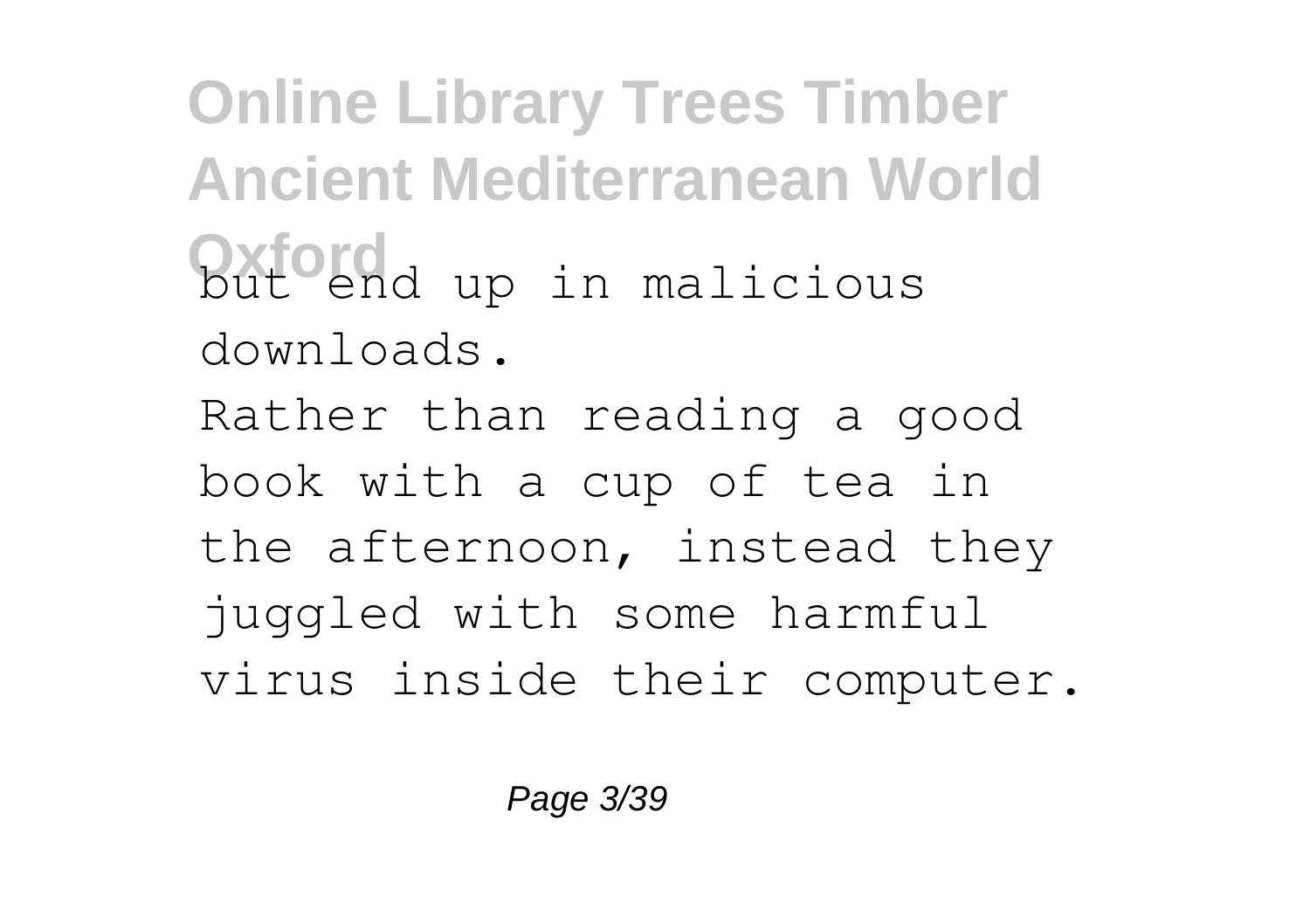but end up in malicious downloads.

Rather than reading a good book with a cup of tea in the afternoon, instead they juggled with some harmful virus inside their computer.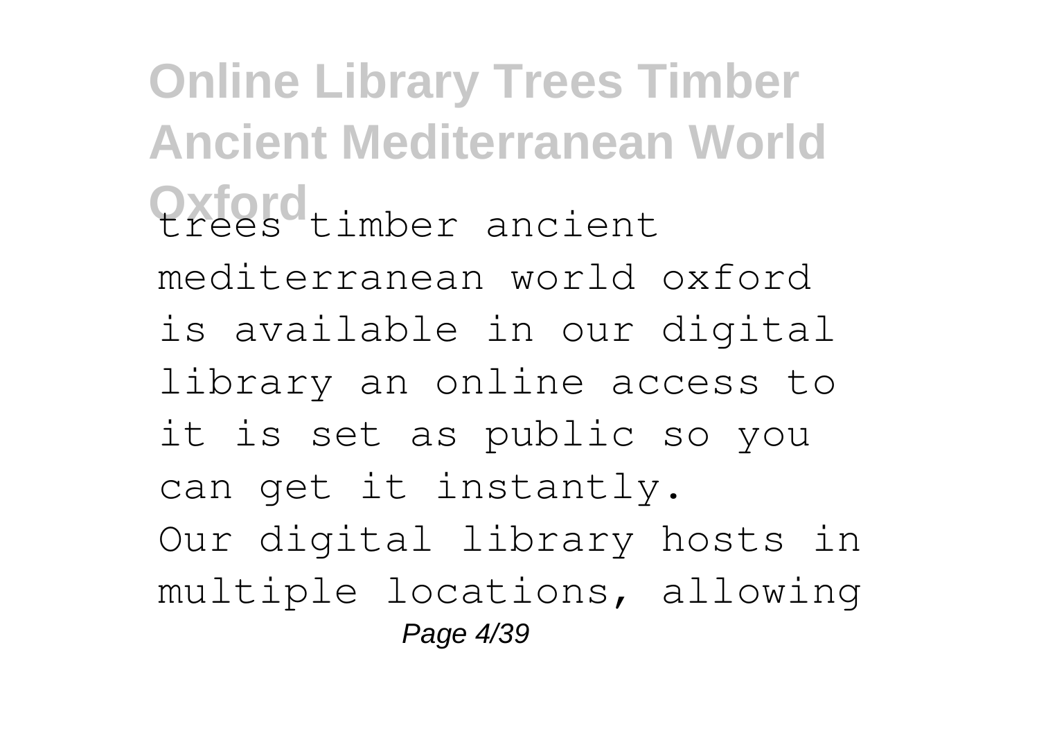trees timber ancient mediterranean world oxford is available in our digital library an online access to it is set as public so you can get it instantly.

Our digital library hosts in multiple locations, allowing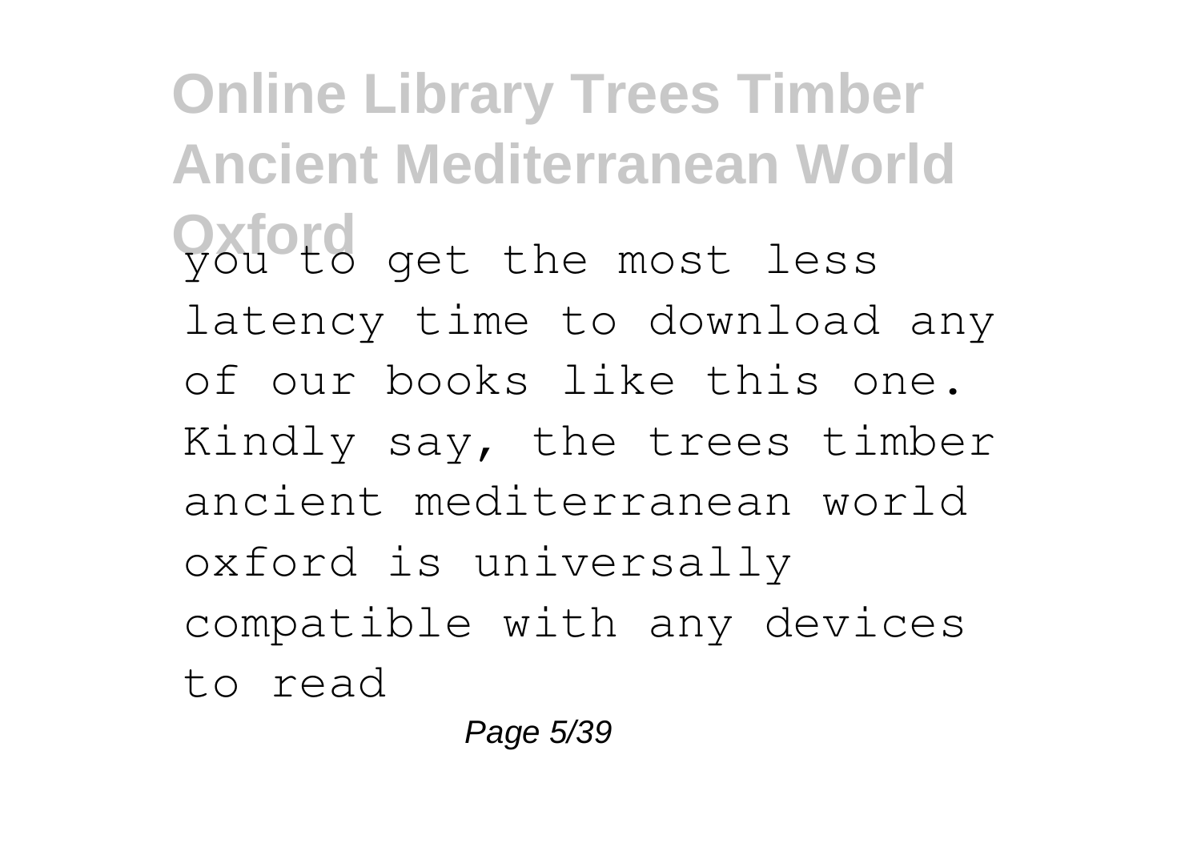you to get the most less latency time to download any of our books like this one. Kindly say, the trees timber ancient mediterranean world oxford is universally compatible with any devices to read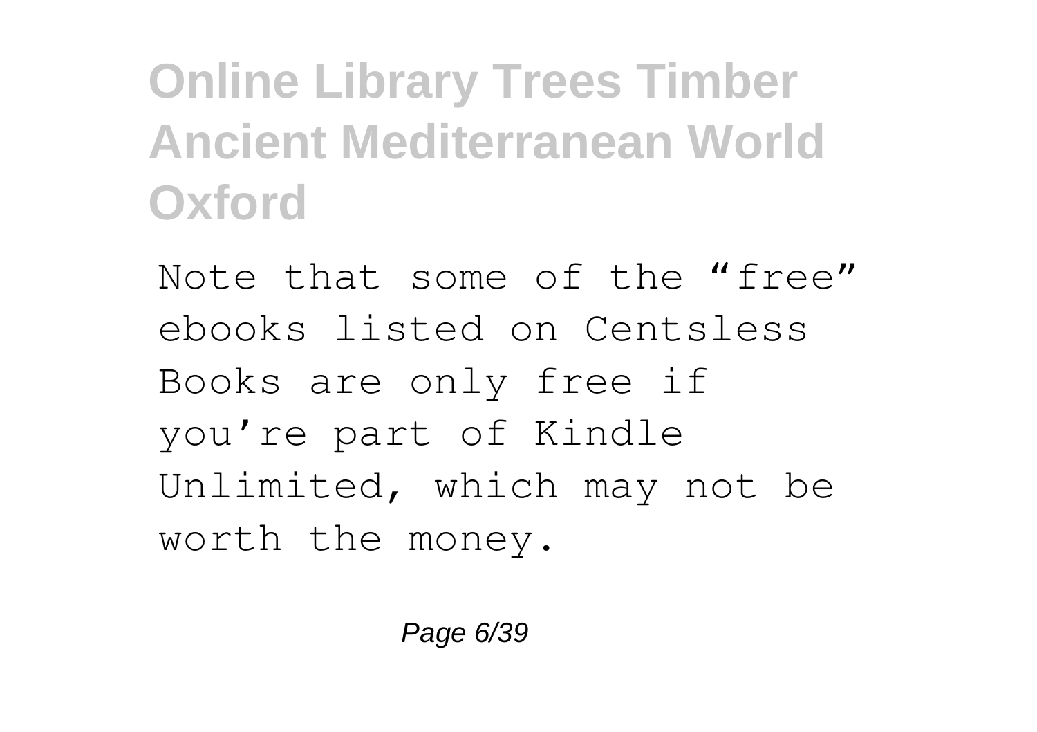Note that some of the “free” ebooks listed on Centsless Books are only free if you’re part of Kindle Unlimited, which may not be worth the money.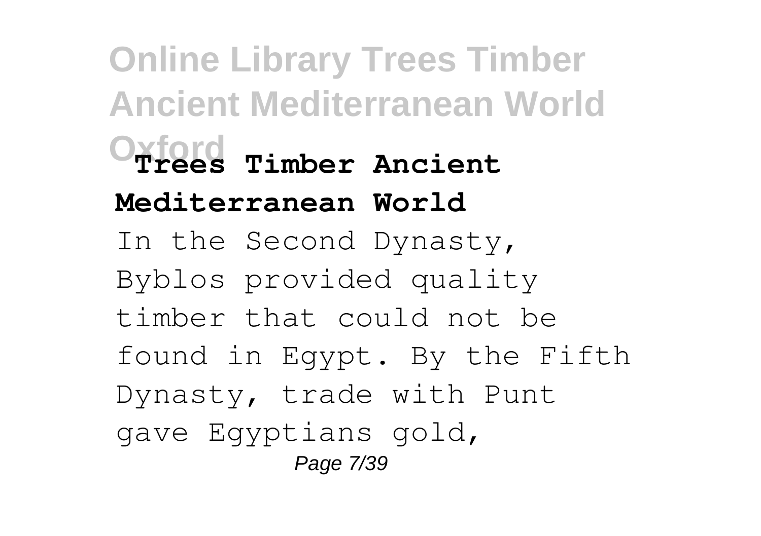**Trees Timber Ancient Mediterranean World**

In the Second Dynasty, Byblos provided quality timber that could not be found in Egypt. By the Fifth Dynasty, trade with Punt gave Egyptians gold,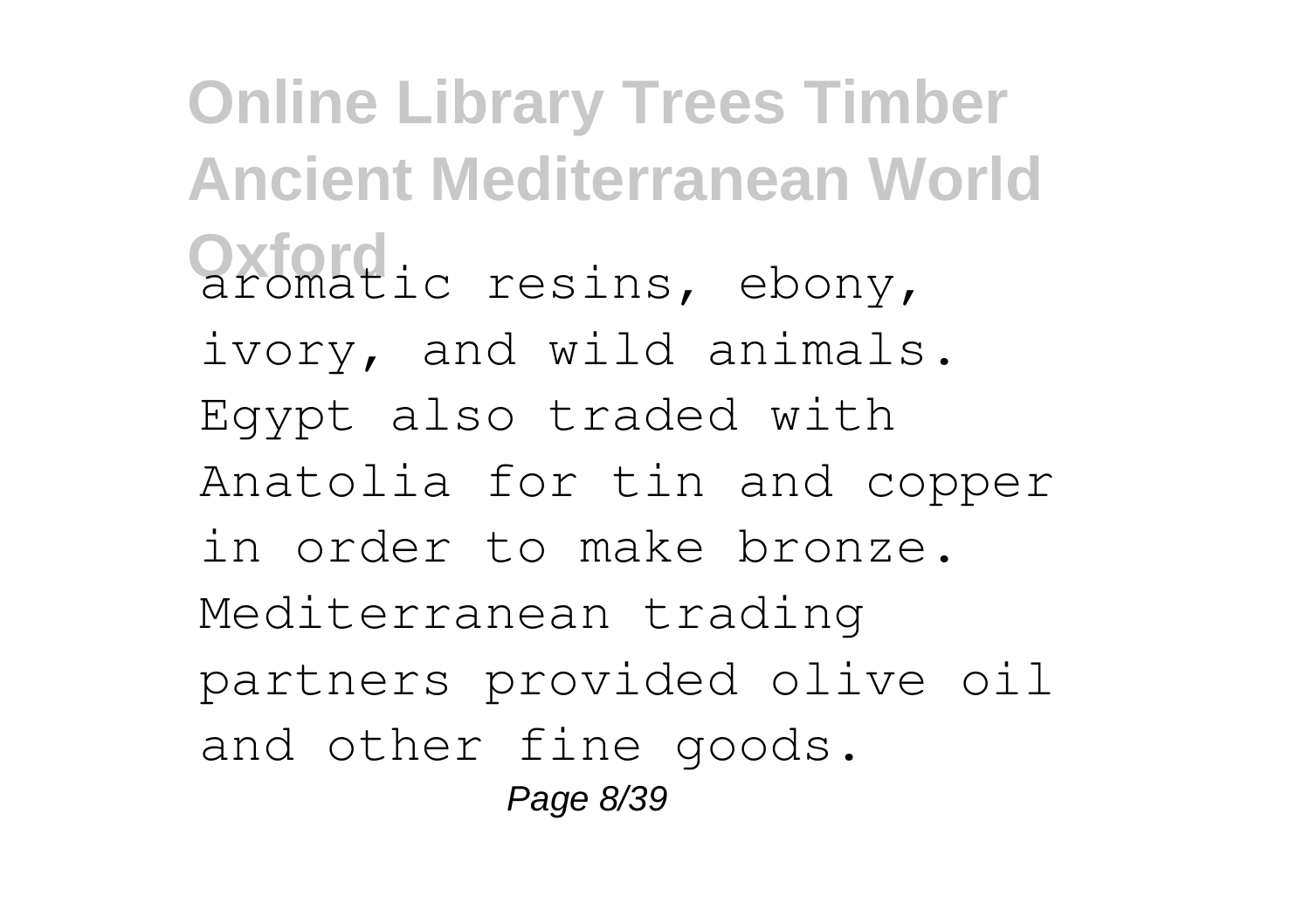aromatic resins, ebony, ivory, and wild animals. Egypt also traded with Anatolia for tin and copper in order to make bronze. Mediterranean trading partners provided olive oil and other fine goods.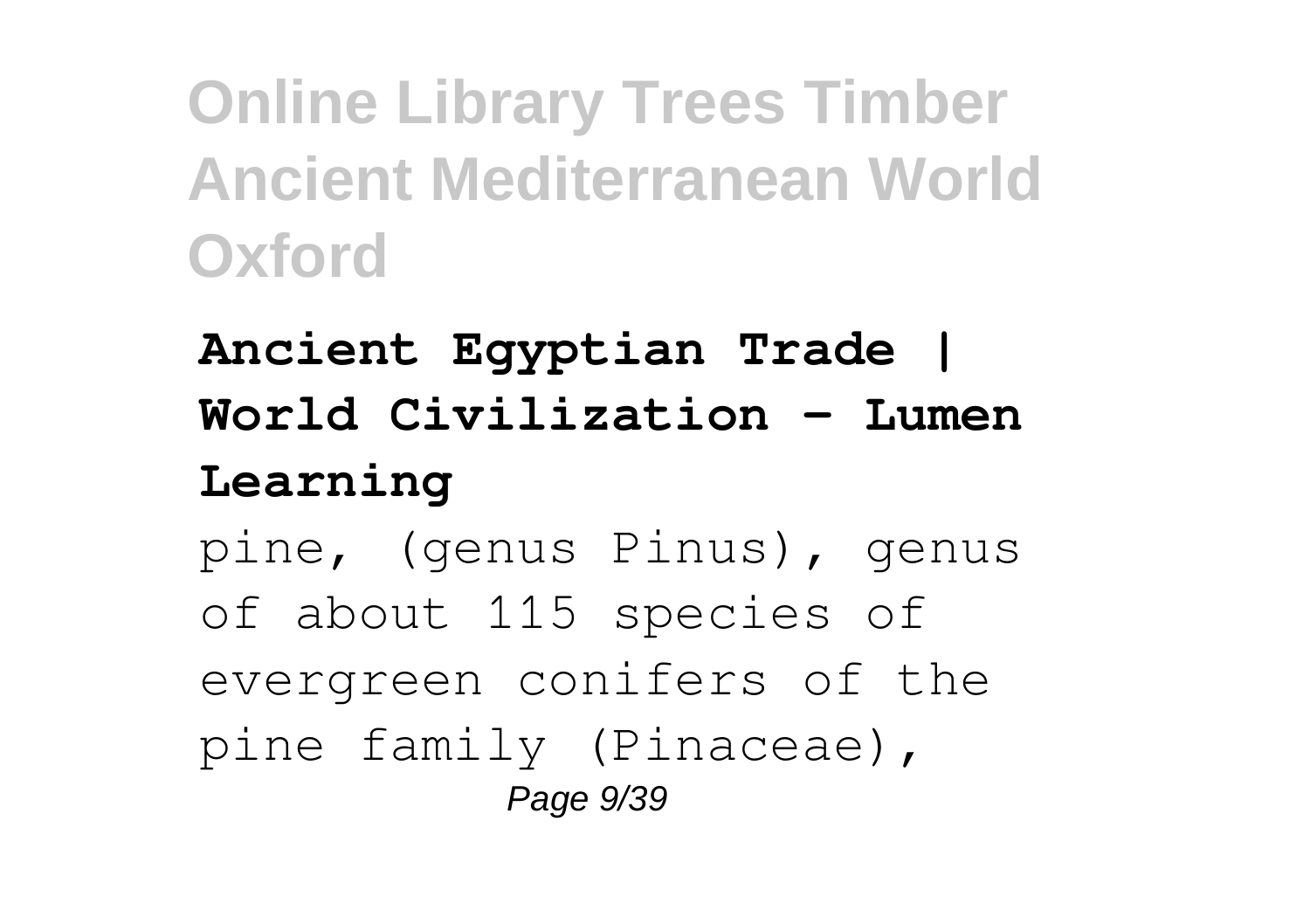**Ancient Egyptian Trade | World Civilization - Lumen Learning**

pine, (genus Pinus), genus of about 115 species of evergreen conifers of the pine family (Pinaceae),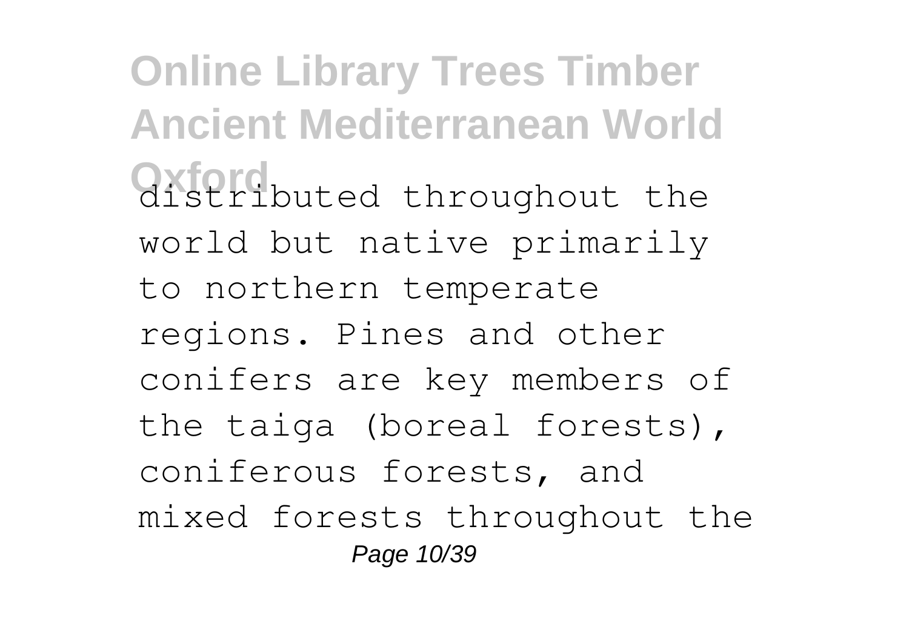distributed throughout the world but native primarily to northern temperate regions. Pines and other conifers are key members of the taiga (boreal forests), coniferous forests, and mixed forests throughout the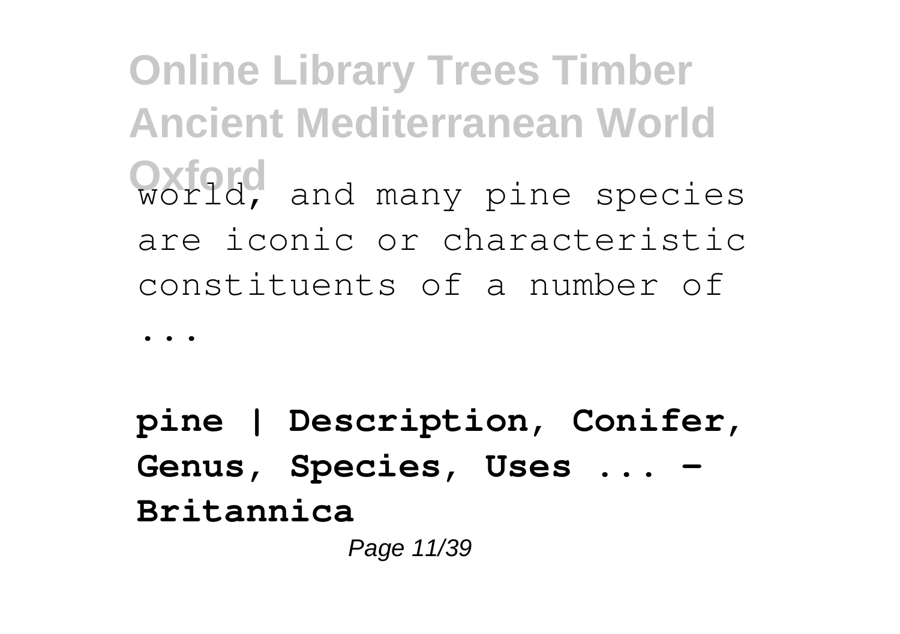world, and many pine species are iconic or characteristic constituents of a number of ...

**pine | Description, Conifer, Genus, Species, Uses ... - Britannica**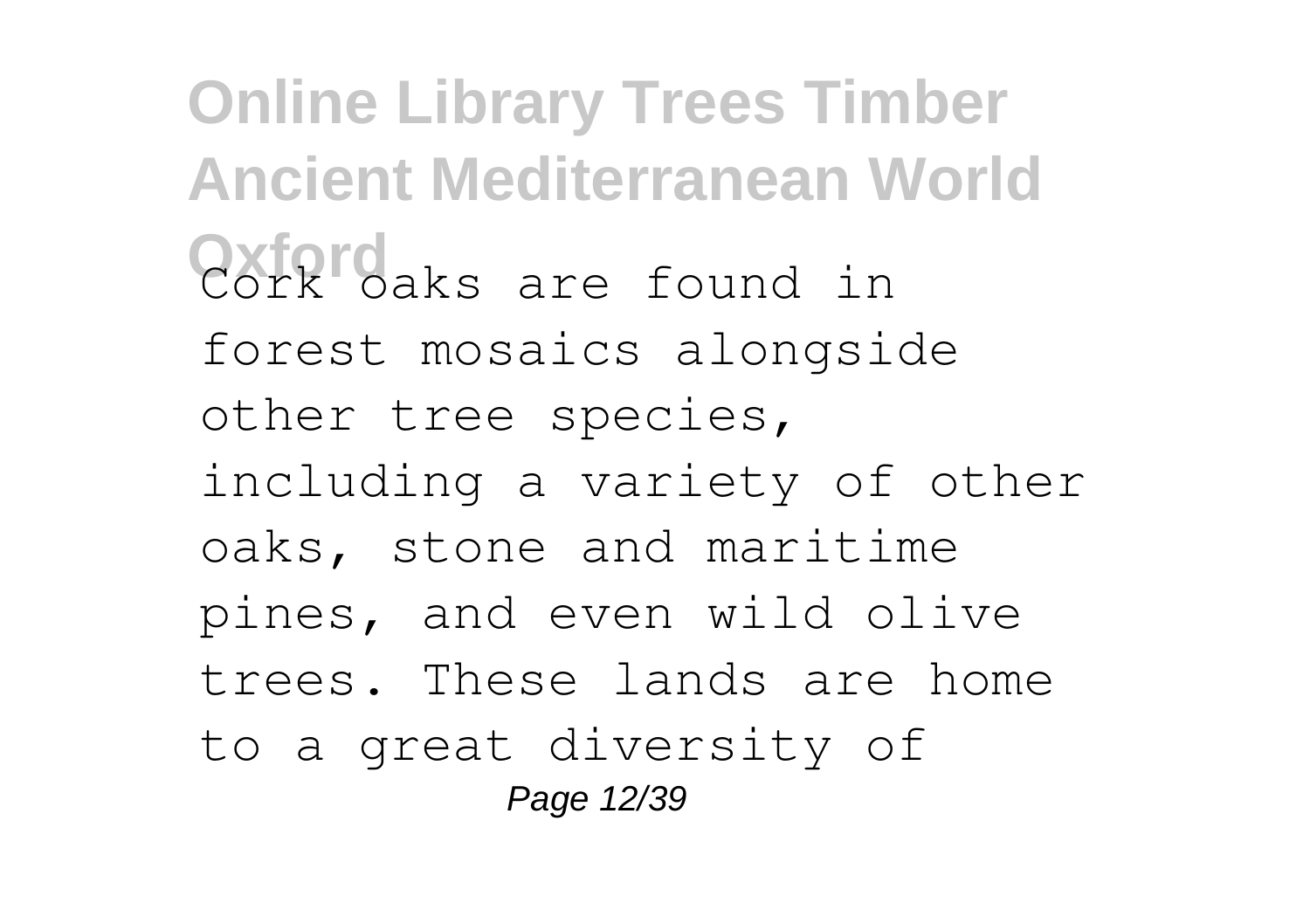Cork oaks are found in forest mosaics alongside other tree species, including a variety of other oaks, stone and maritime pines, and even wild olive trees. These lands are home to a great diversity of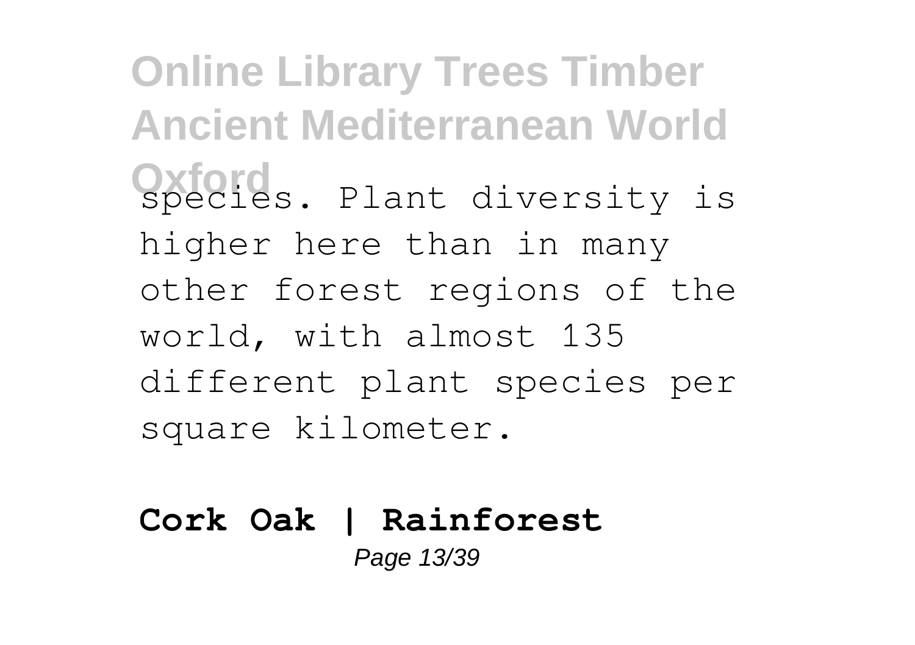species. Plant diversity is higher here than in many other forest regions of the world, with almost 135 different plant species per square kilometer.

**Cork Oak | Rainforest**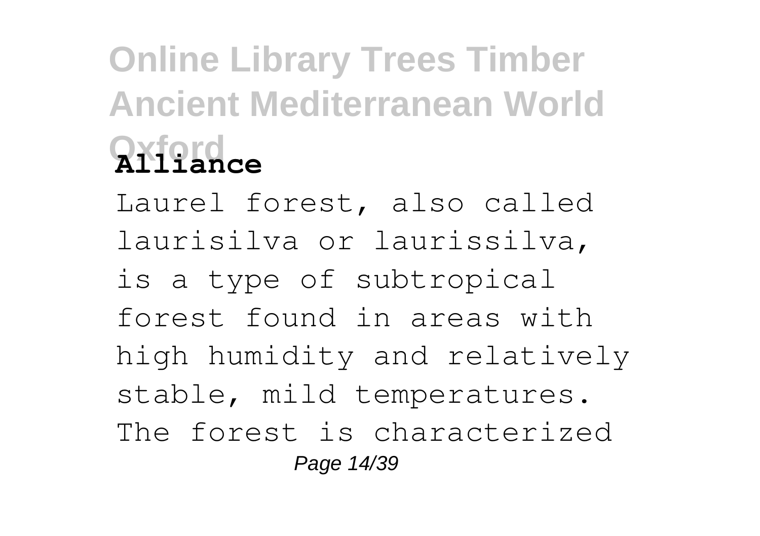## Alliance

Laurel forest, also called laurisilva or laurissilva, is a type of subtropical forest found in areas with high humidity and relatively stable, mild temperatures. The forest is characterized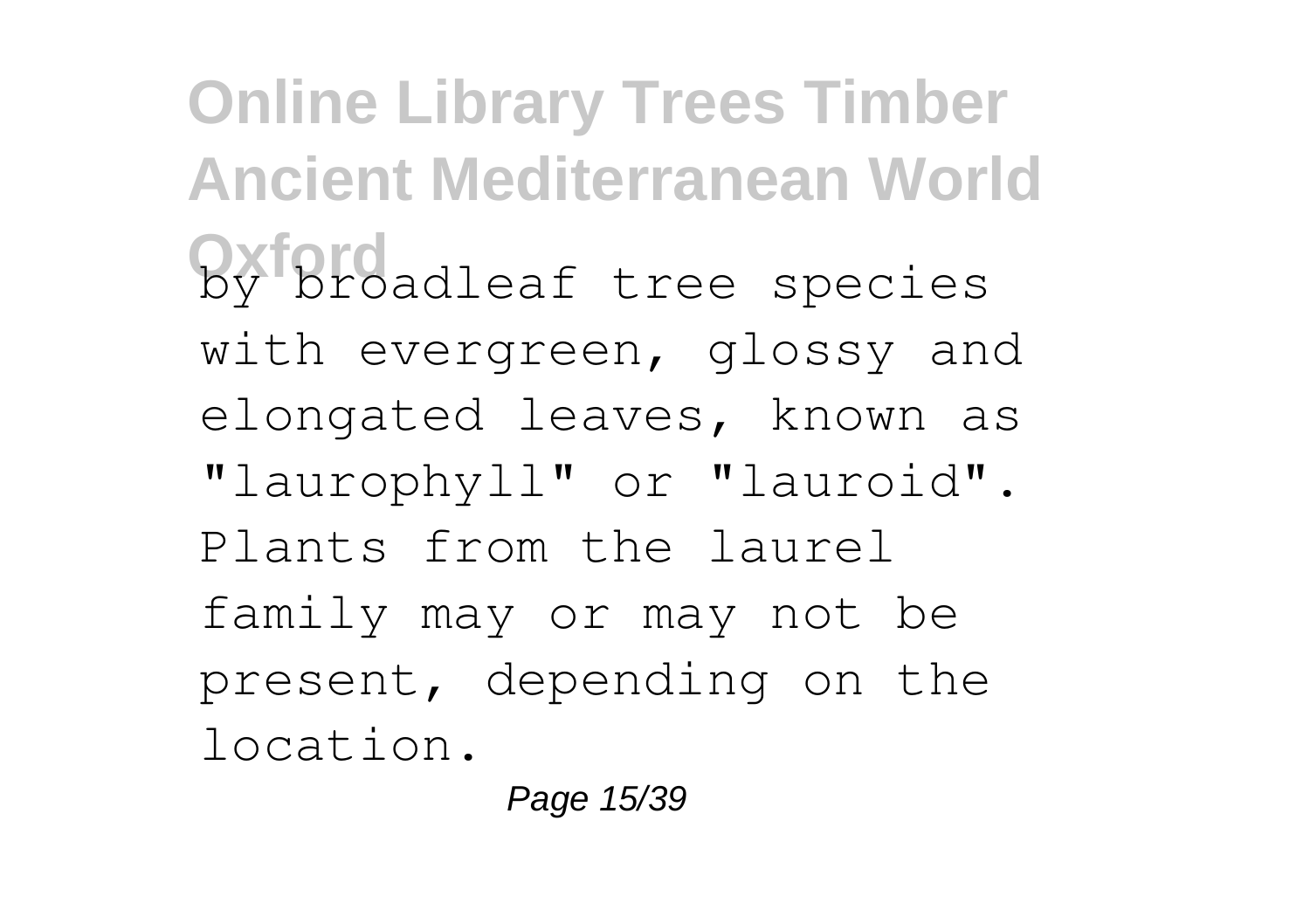by broadleaf tree species with evergreen, glossy and elongated leaves, known as "laurophyll" or "lauroid". Plants from the laurel family may or may not be present, depending on the location.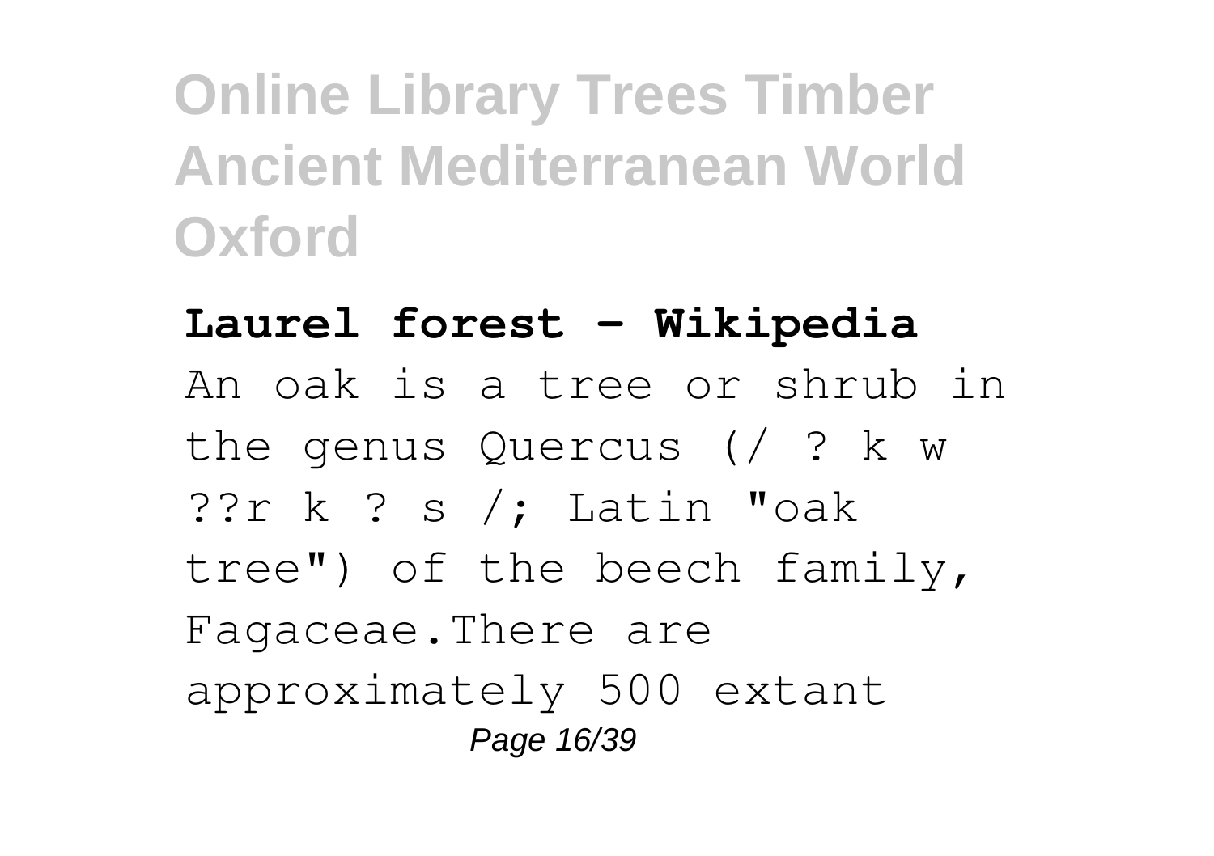**Laurel forest - Wikipedia**

An oak is a tree or shrub in the genus Quercus (/ ? k w ??r k ? s /; Latin "oak tree") of the beech family, Fagaceae.There are approximately 500 extant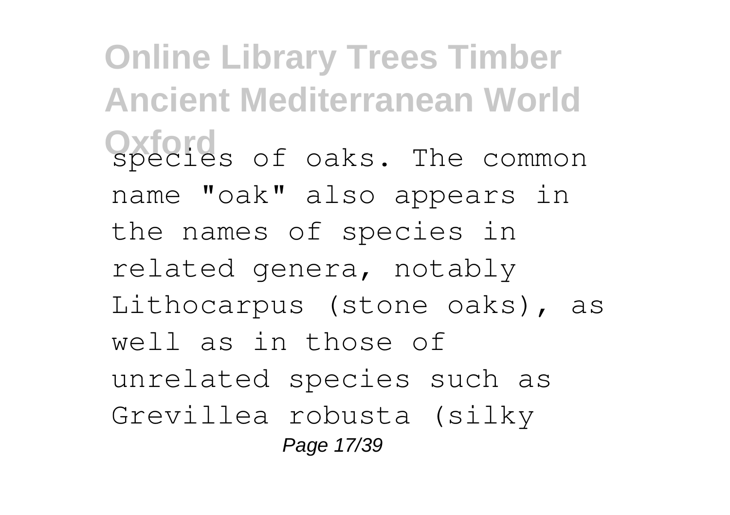species of oaks. The common name "oak" also appears in the names of species in related genera, notably Lithocarpus (stone oaks), as well as in those of unrelated species such as Grevillea robusta (silky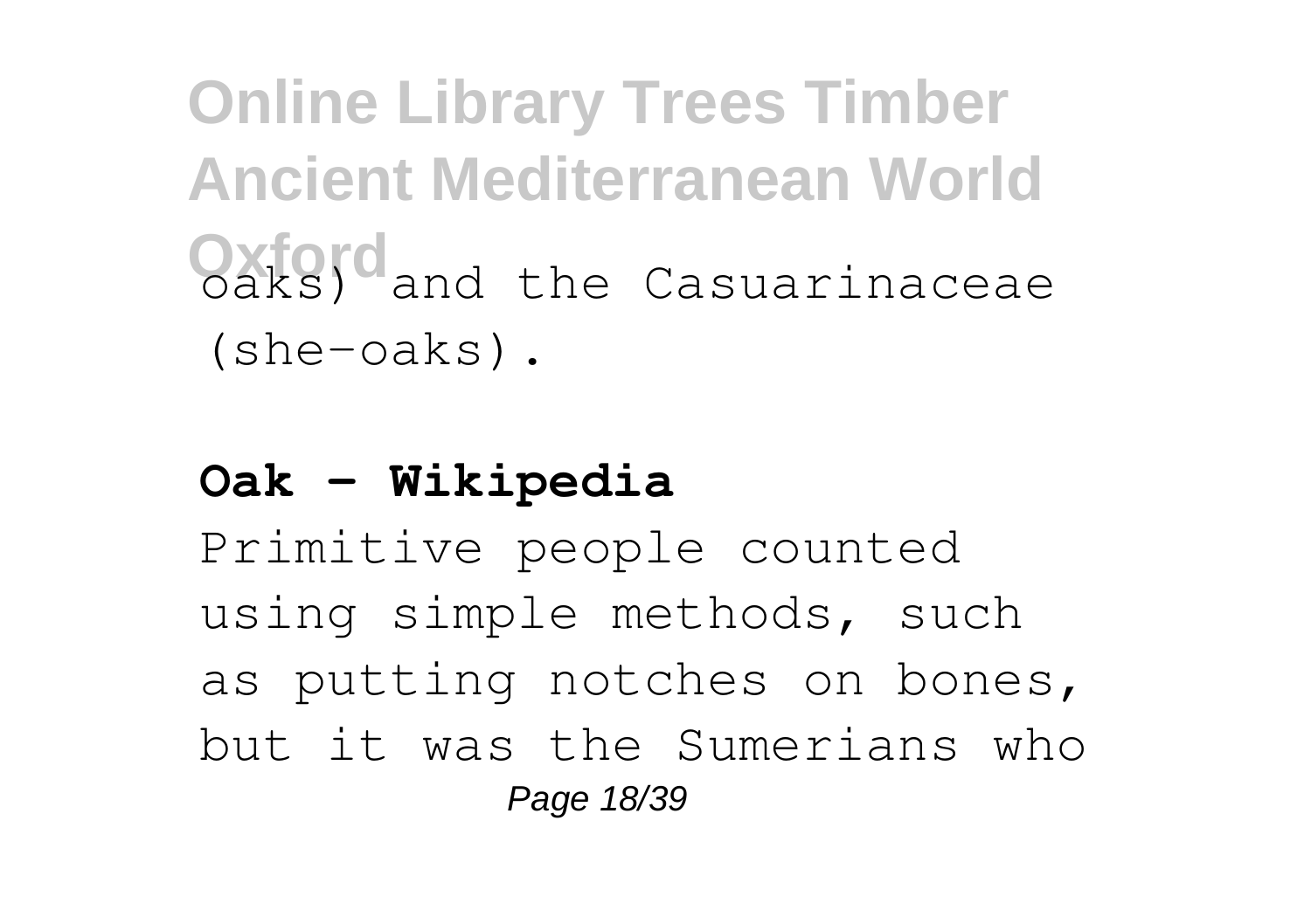oaks) and the Casuarinaceae (she-oaks).

**Oak - Wikipedia**

Primitive people counted using simple methods, such as putting notches on bones, but it was the Sumerians who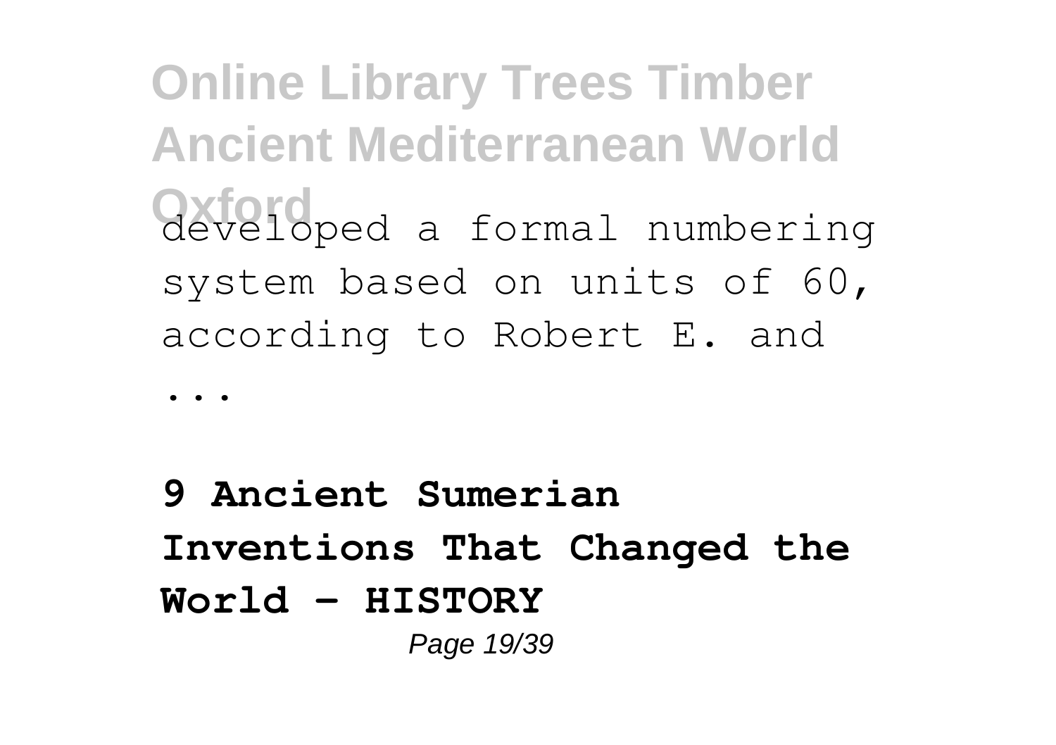developed a formal numbering system based on units of 60, according to Robert E. and

...

**9 Ancient Sumerian Inventions That Changed the World - HISTORY**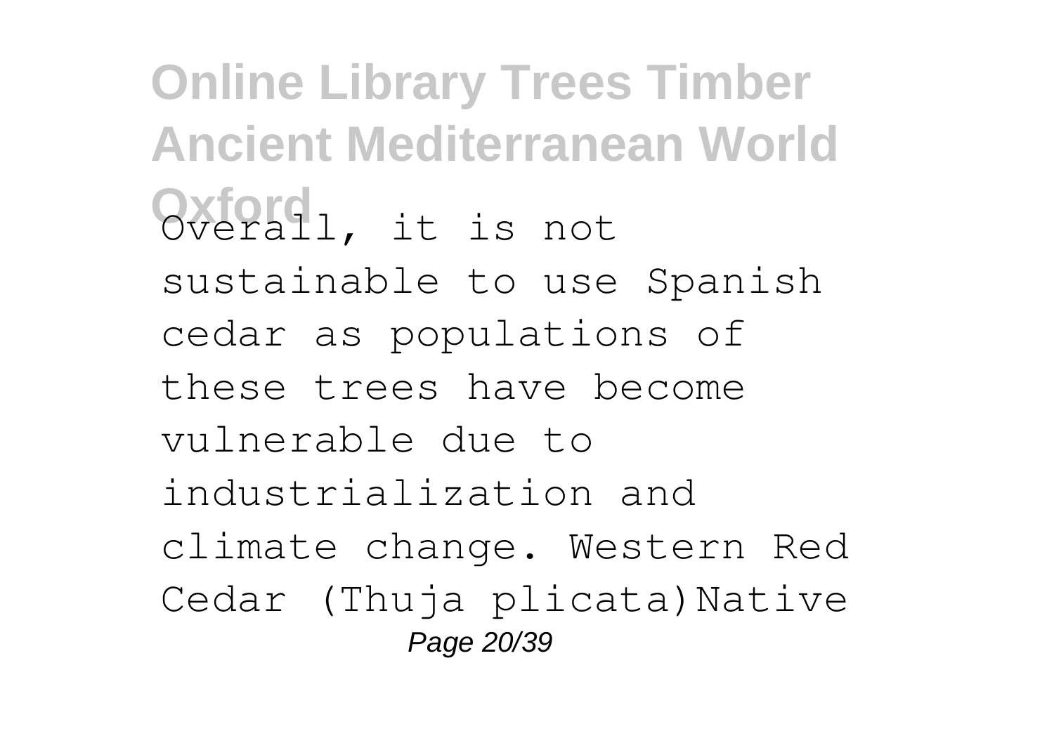Overall, it is not sustainable to use Spanish cedar as populations of these trees have become vulnerable due to industrialization and climate change. Western Red Cedar (Thuja plicata)Native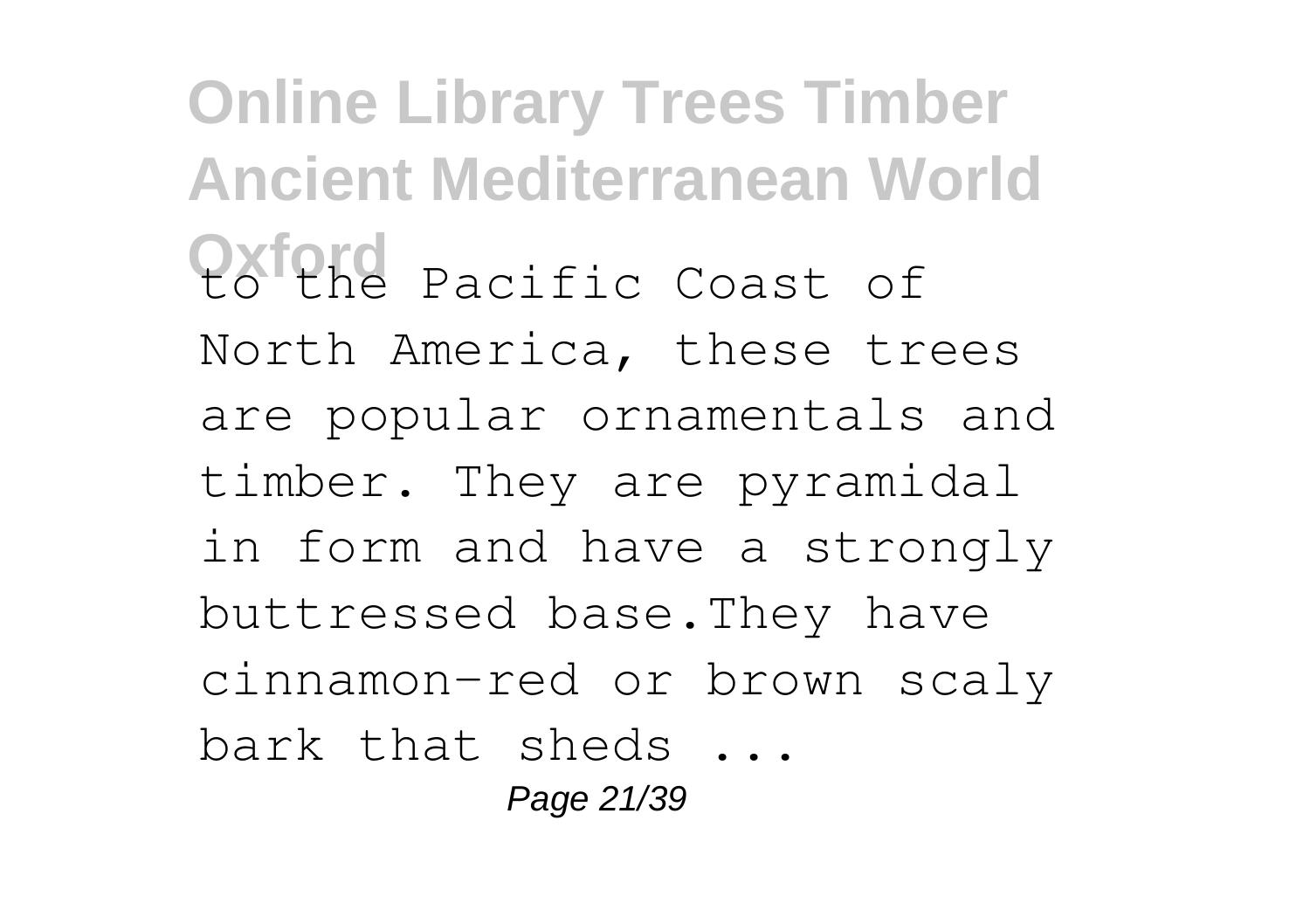to the Pacific Coast of North America, these trees are popular ornamentals and timber. They are pyramidal in form and have a strongly buttressed base.They have cinnamon-red or brown scaly bark that sheds ...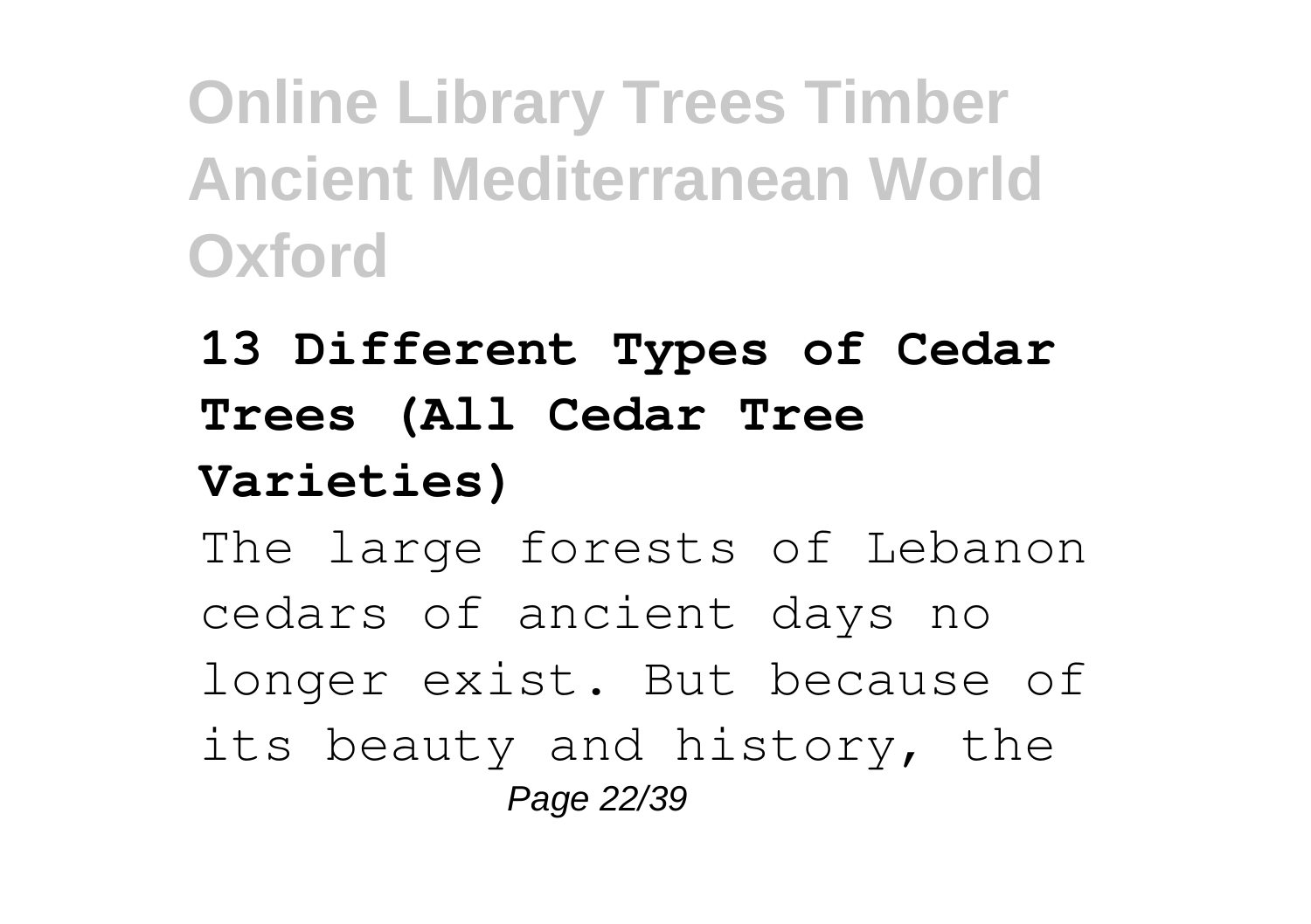**13 Different Types of Cedar Trees (All Cedar Tree Varieties)**

The large forests of Lebanon cedars of ancient days no longer exist. But because of its beauty and history, the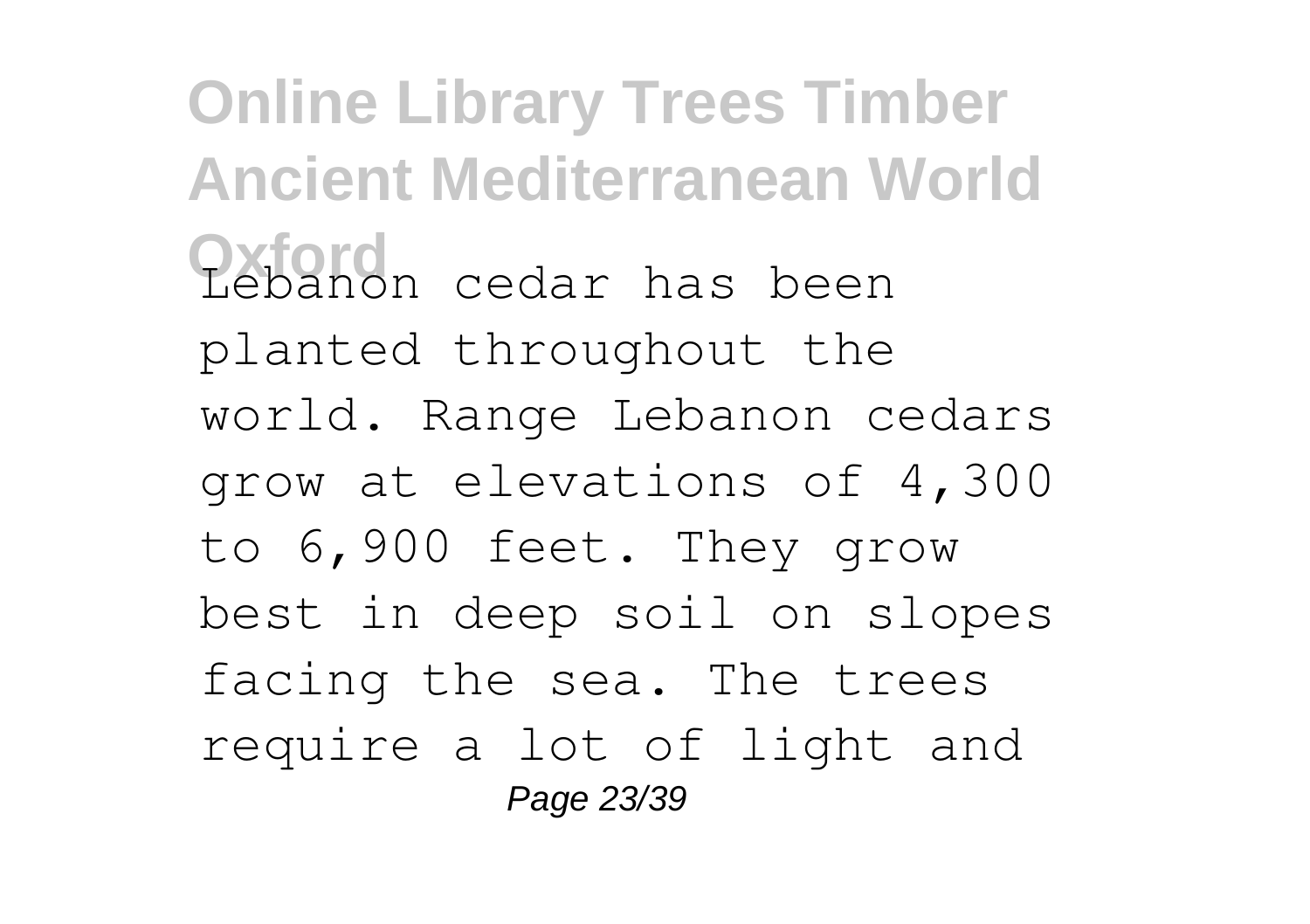Lebanon cedar has been planted throughout the world. Range Lebanon cedars grow at elevations of 4,300 to 6,900 feet. They grow best in deep soil on slopes facing the sea. The trees require a lot of light and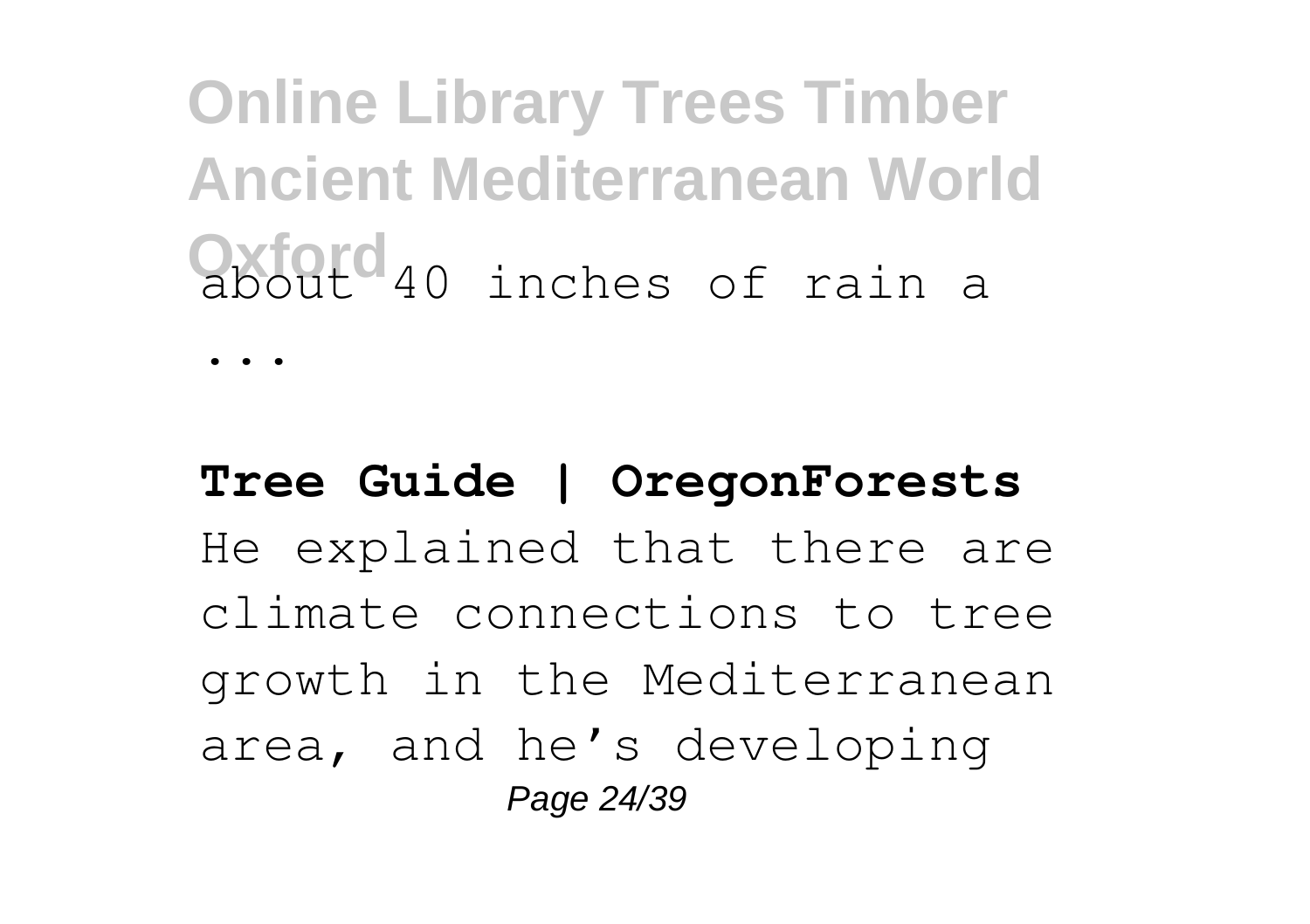about 40 inches of rain a

...

**Tree Guide | OregonForests**

He explained that there are climate connections to tree growth in the Mediterranean area, and he's developing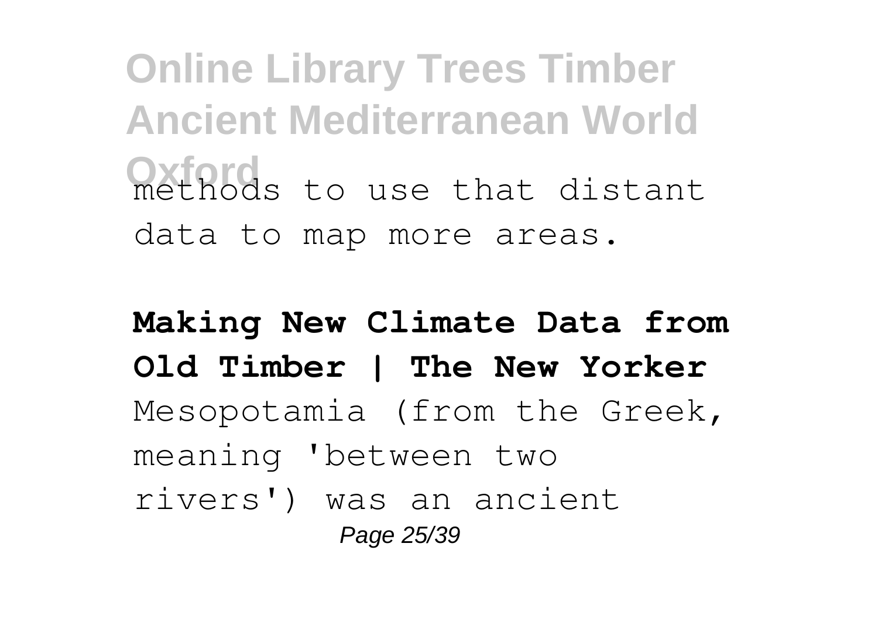methods to use that distant data to map more areas.

**Making New Climate Data from Old Timber | The New Yorker**

Mesopotamia (from the Greek, meaning 'between two rivers') was an ancient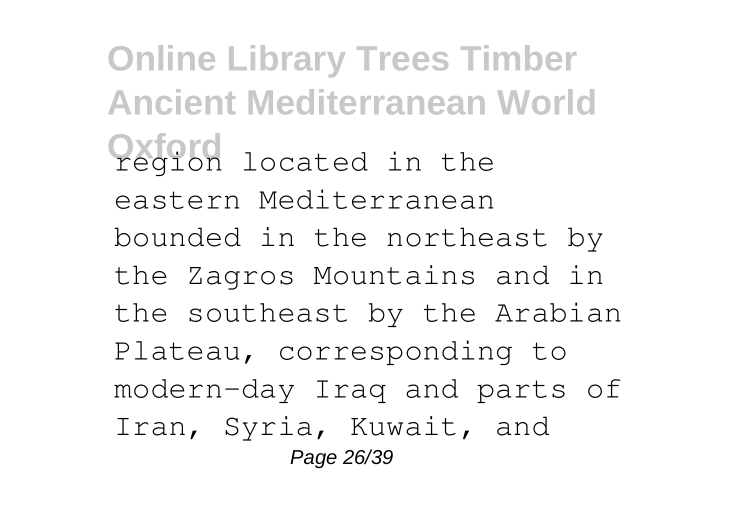region located in the eastern Mediterranean bounded in the northeast by the Zagros Mountains and in the southeast by the Arabian Plateau, corresponding to modern-day Iraq and parts of Iran, Syria, Kuwait, and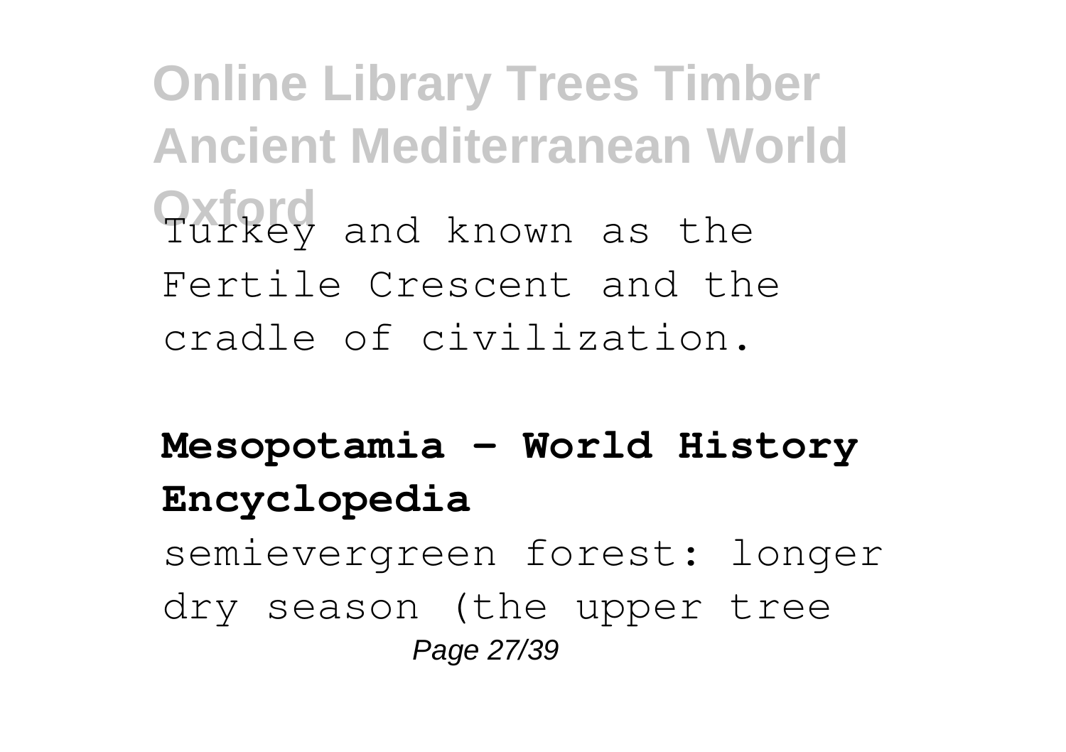Turkey and known as the Fertile Crescent and the cradle of civilization.

**Mesopotamia - World History Encyclopedia**

semievergreen forest: longer dry season (the upper tree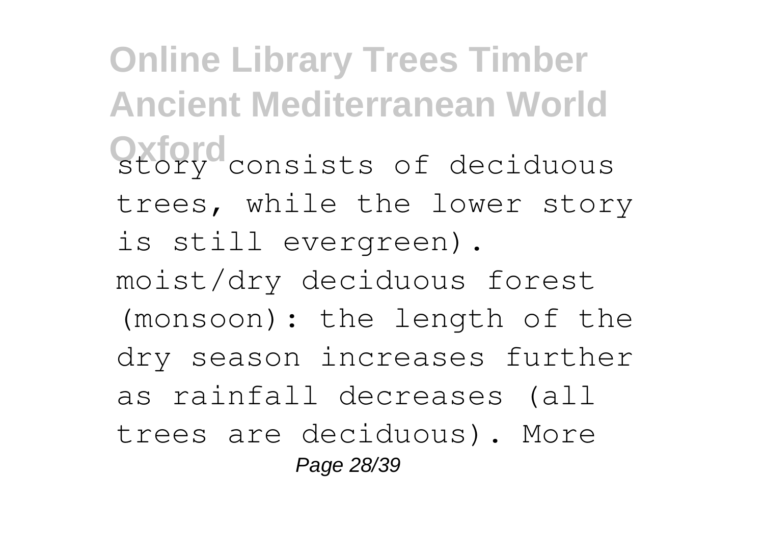story consists of deciduous trees, while the lower story is still evergreen). moist/dry deciduous forest (monsoon): the length of the dry season increases further as rainfall decreases (all trees are deciduous). More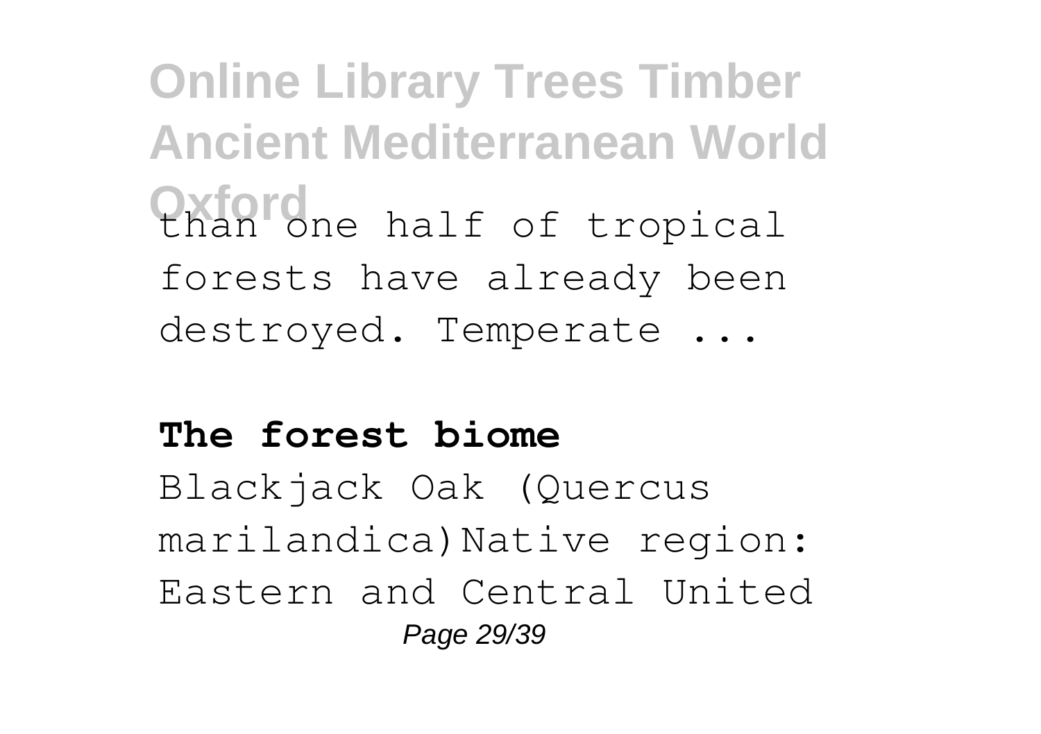than one half of tropical forests have already been destroyed. Temperate ...

**The forest biome**

Blackjack Oak (Quercus marilandica)Native region: Eastern and Central United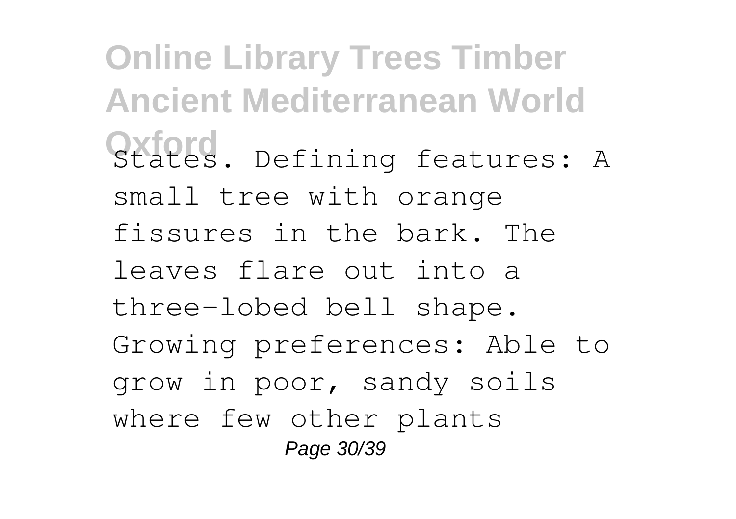States. Defining features: A small tree with orange fissures in the bark. The leaves flare out into a three-lobed bell shape. Growing preferences: Able to grow in poor, sandy soils where few other plants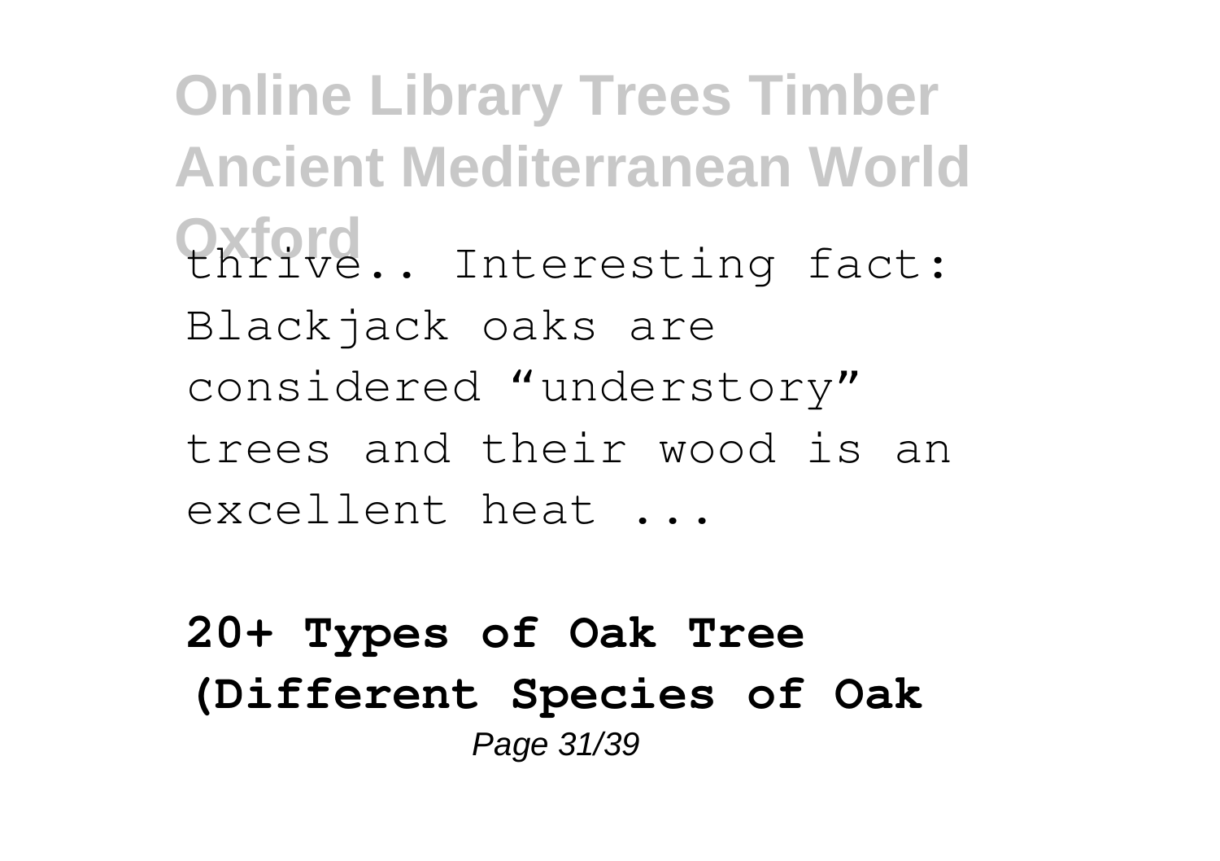thrive.. Interesting fact: Blackjack oaks are considered “understory” trees and their wood is an excellent heat ...

**20+ Types of Oak Tree (Different Species of Oak**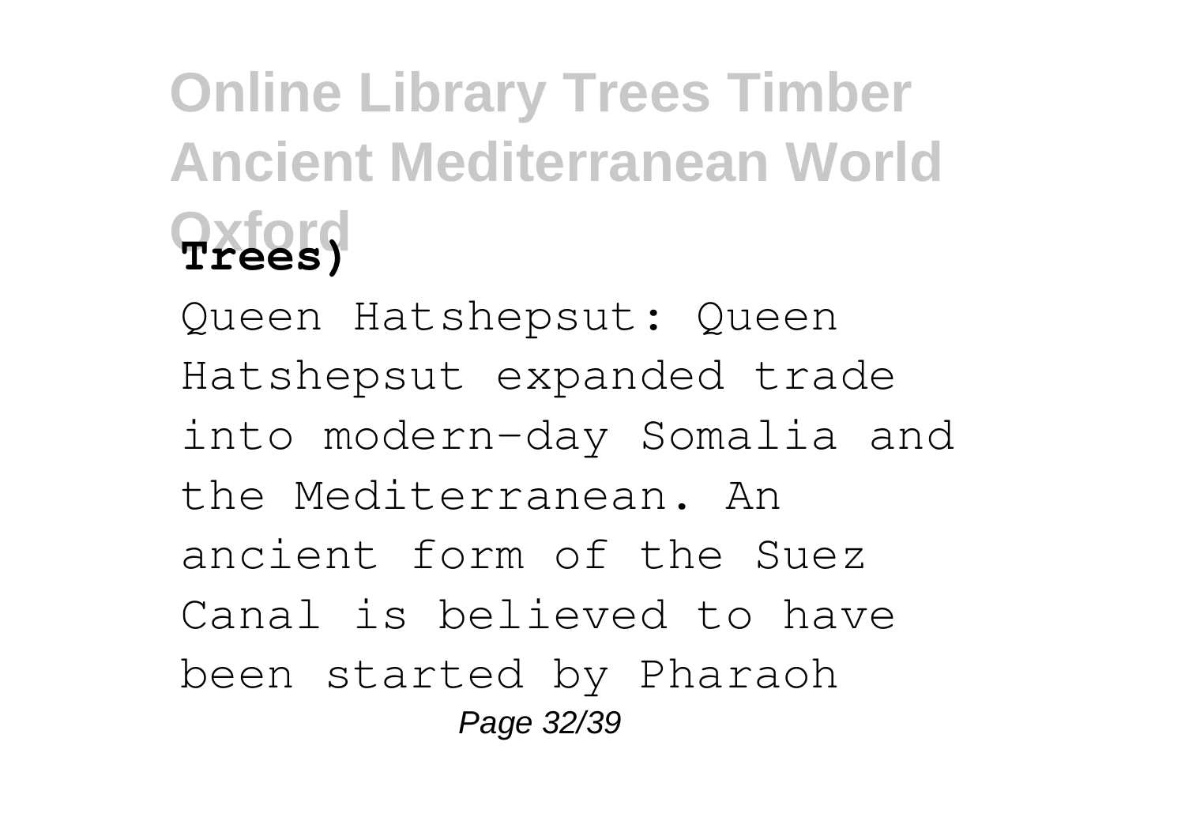**Trees)**

Queen Hatshepsut: Queen Hatshepsut expanded trade into modern-day Somalia and the Mediterranean. An ancient form of the Suez Canal is believed to have been started by Pharaoh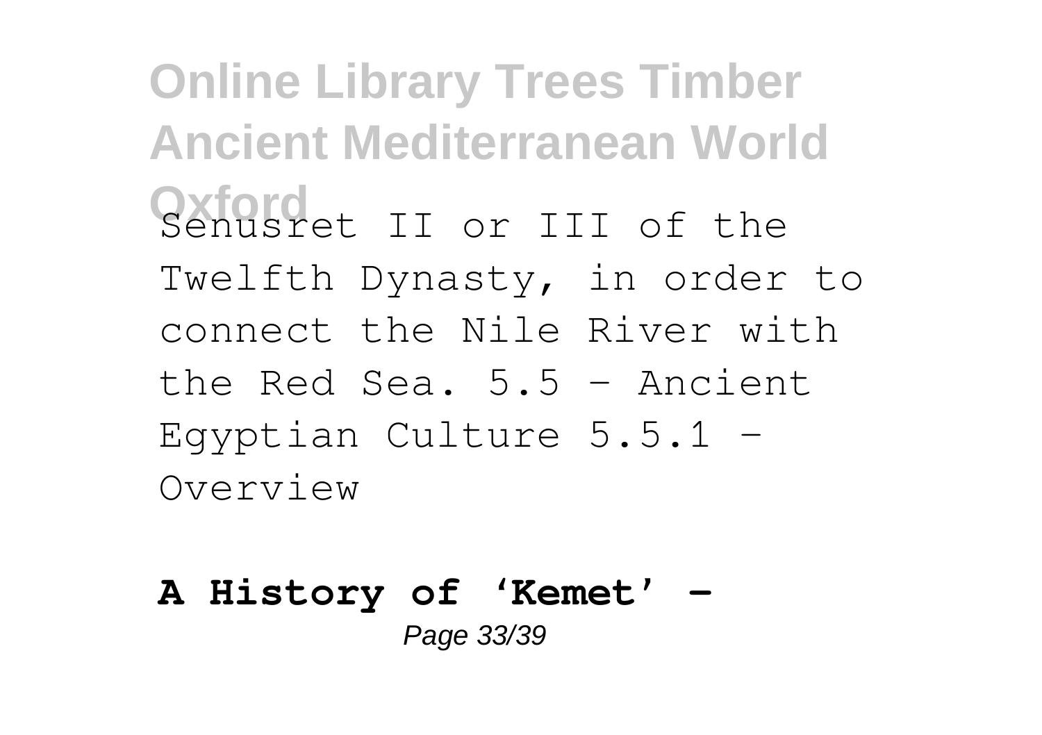Senusret II or III of the Twelfth Dynasty, in order to connect the Nile River with the Red Sea. 5.5 - Ancient Egyptian Culture 5.5.1 - Overview

**A History of 'Kemet' -**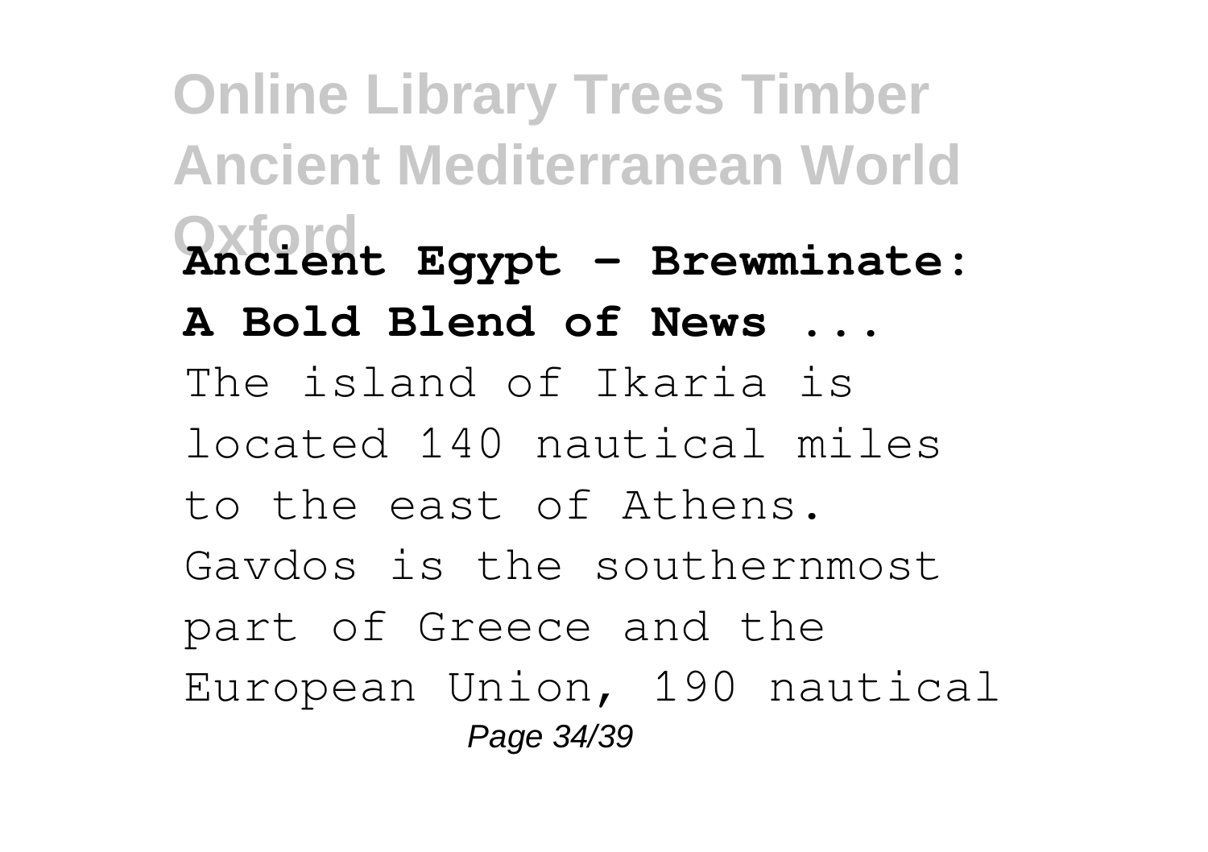**Ancient Egypt – Brewminate: A Bold Blend of News ...**

The island of Ikaria is located 140 nautical miles to the east of Athens. Gavdos is the southernmost part of Greece and the European Union, 190 nautical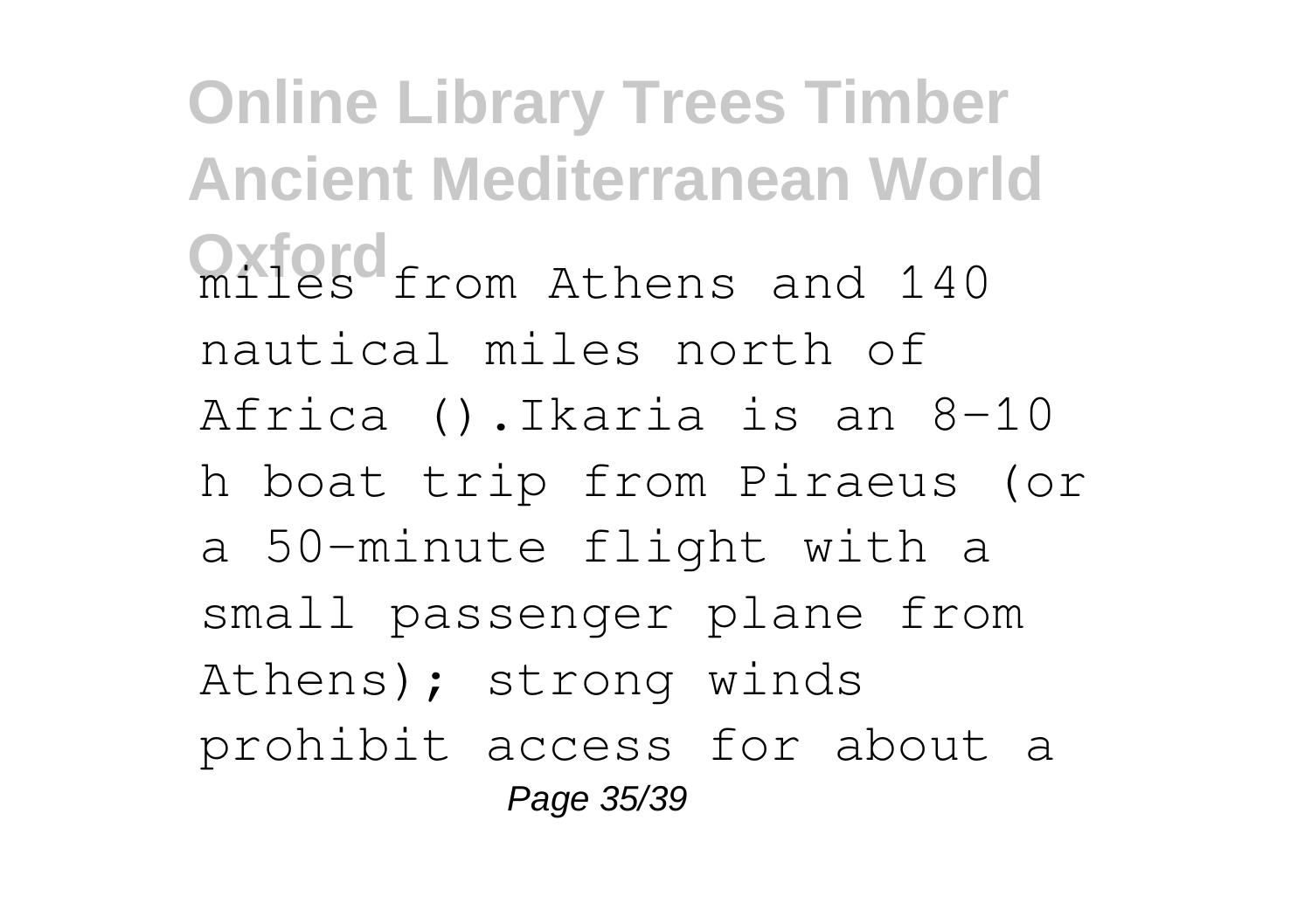miles from Athens and 140 nautical miles north of Africa ().Ikaria is an 8–10 h boat trip from Piraeus (or a 50-minute flight with a small passenger plane from Athens); strong winds prohibit access for about a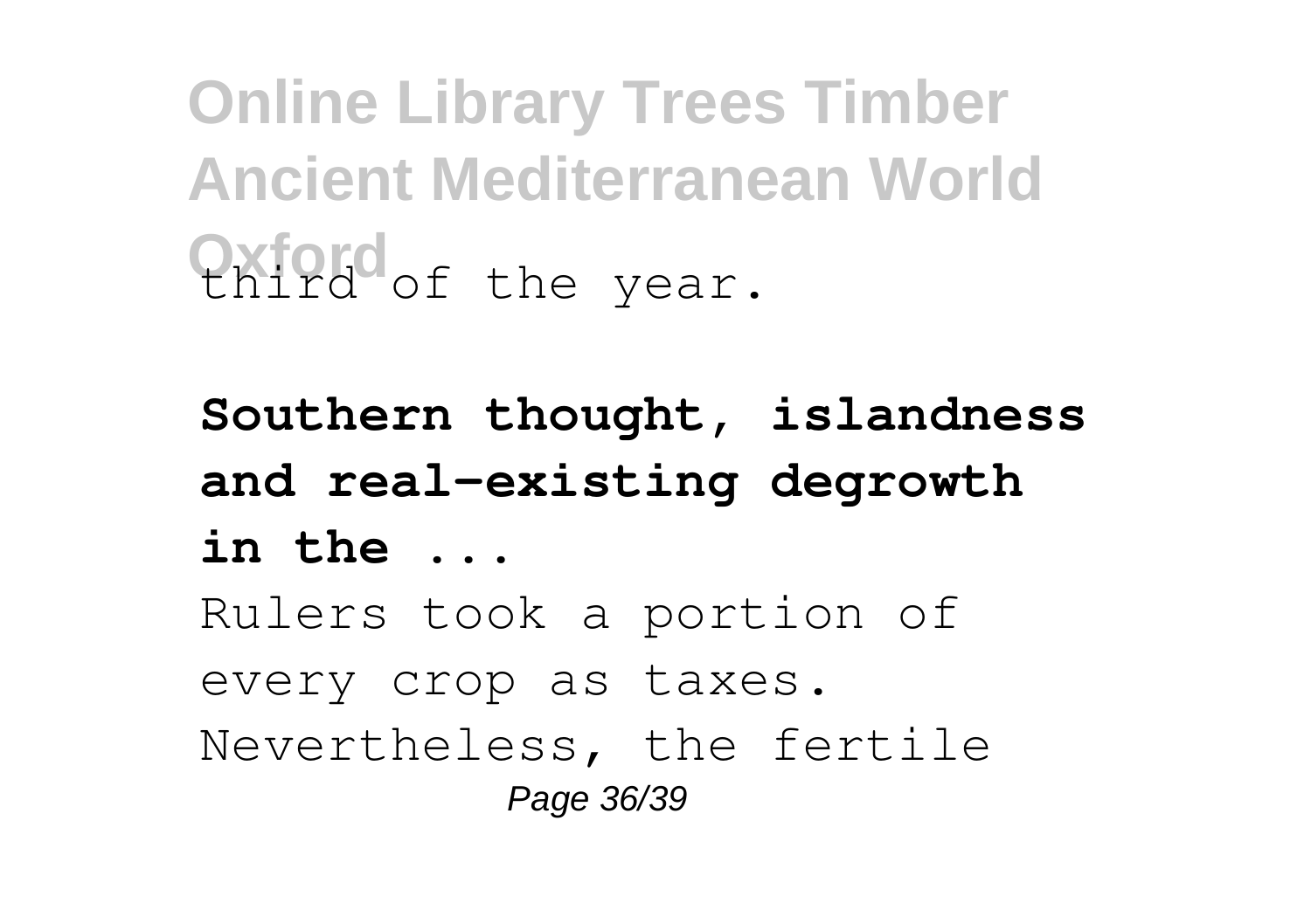third of the year.

**Southern thought, islandness and real-existing degrowth in the ...**

Rulers took a portion of every crop as taxes. Nevertheless, the fertile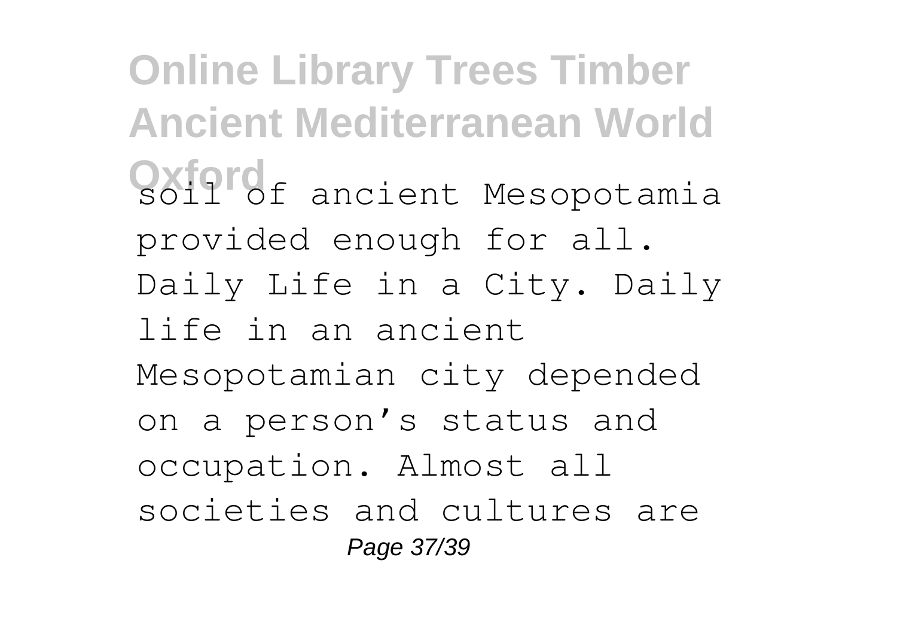soil of ancient Mesopotamia provided enough for all. Daily Life in a City. Daily life in an ancient Mesopotamian city depended on a person's status and occupation. Almost all societies and cultures are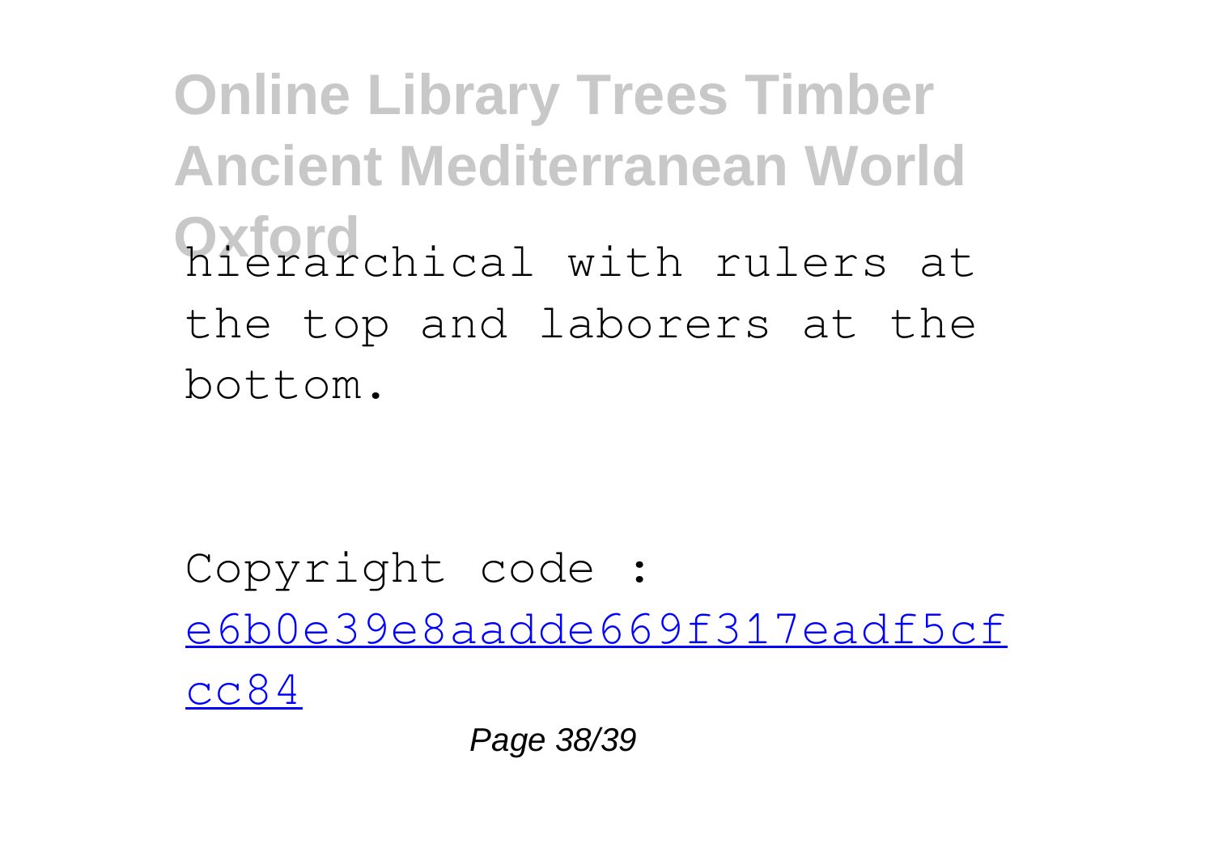hierarchical with rulers at the top and laborers at the bottom.

Copyright code : e6b0e39e8aadde669f317eadf5cfcc84